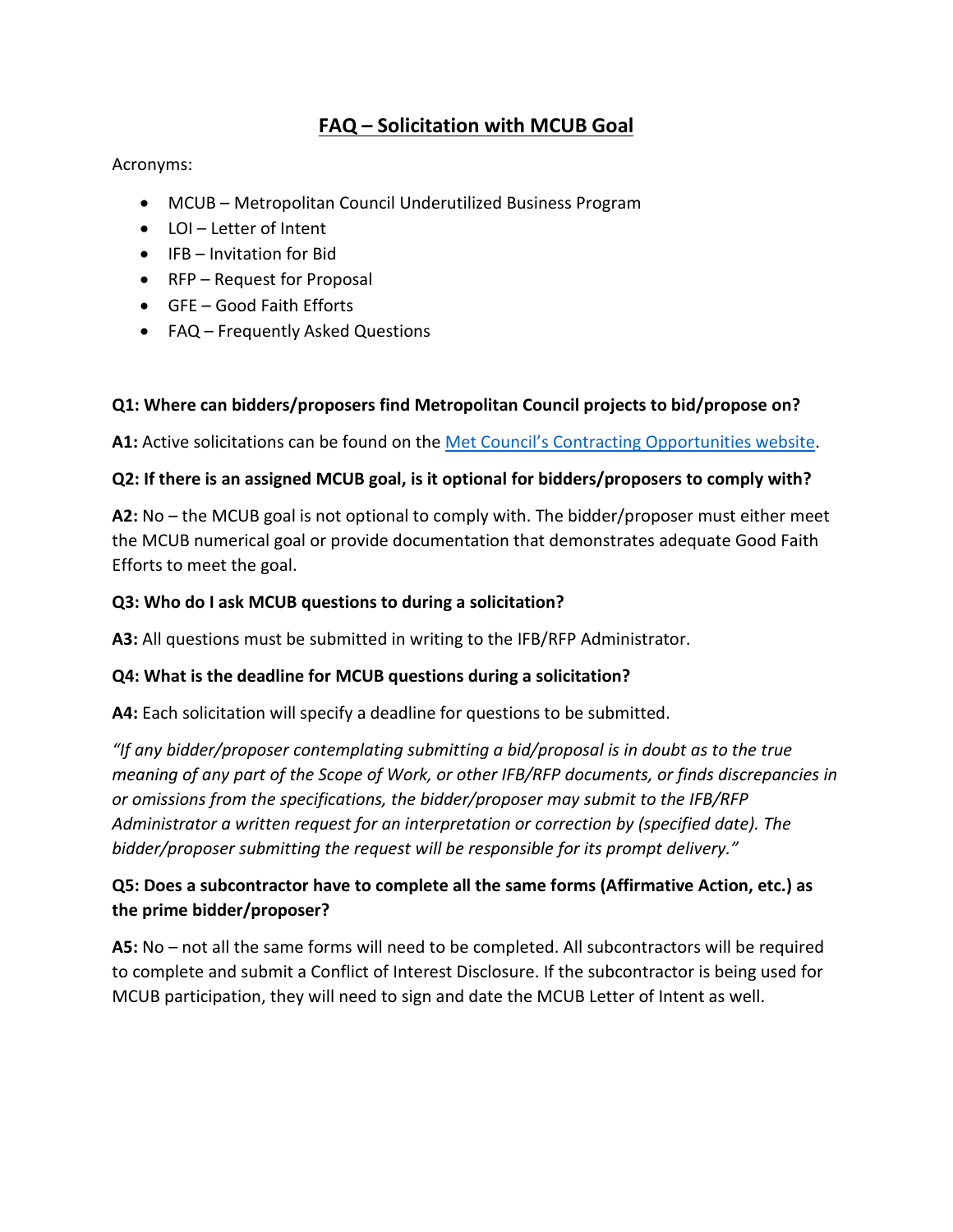# FAQ – Solicitation with MCUB Goal

Acronyms:

- MCUB – Metropolitan Council Underutilized Business Program
- LOI – Letter of Intent
- IFB – Invitation for Bid
- RFP – Request for Proposal
- GFE – Good Faith Efforts
- FAQ – Frequently Asked Questions

**Q1: Where can bidders/proposers find Metropolitan Council projects to bid/propose on?**

**A1:** Active solicitations can be found on the [Met Council's Contracting Opportunities website](Met Council's Contracting Opportunities website).

**Q2: If there is an assigned MCUB goal, is it optional for bidders/proposers to comply with?**

**A2:** No – the MCUB goal is not optional to comply with. The bidder/proposer must either meet the MCUB numerical goal or provide documentation that demonstrates adequate Good Faith Efforts to meet the goal.

**Q3: Who do I ask MCUB questions to during a solicitation?**

**A3:** All questions must be submitted in writing to the IFB/RFP Administrator.

**Q4: What is the deadline for MCUB questions during a solicitation?**

**A4:** Each solicitation will specify a deadline for questions to be submitted.

*"If any bidder/proposer contemplating submitting a bid/proposal is in doubt as to the true meaning of any part of the Scope of Work, or other IFB/RFP documents, or finds discrepancies in or omissions from the specifications, the bidder/proposer may submit to the IFB/RFP Administrator a written request for an interpretation or correction by (specified date). The bidder/proposer submitting the request will be responsible for its prompt delivery."*

**Q5: Does a subcontractor have to complete all the same forms (Affirmative Action, etc.) as the prime bidder/proposer?**

**A5:** No – not all the same forms will need to be completed. All subcontractors will be required to complete and submit a Conflict of Interest Disclosure. If the subcontractor is being used for MCUB participation, they will need to sign and date the MCUB Letter of Intent as well.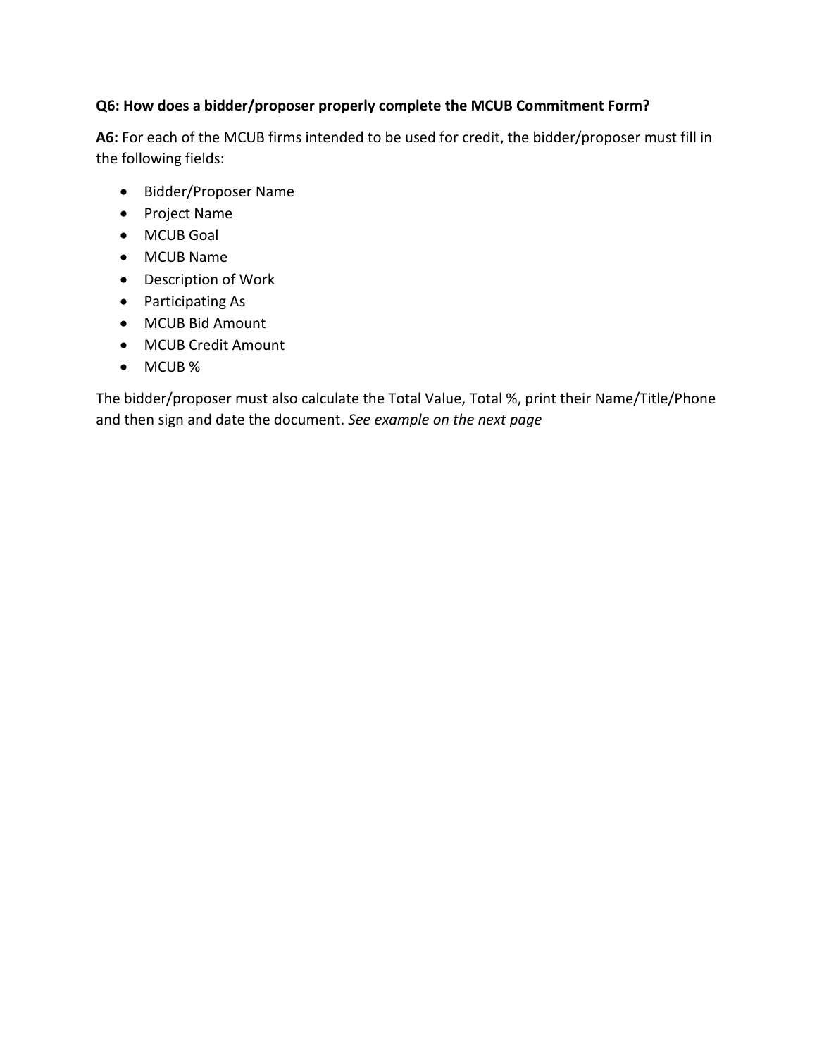**Q6: How does a bidder/proposer properly complete the MCUB Commitment Form?**

**A6:** For each of the MCUB firms intended to be used for credit, the bidder/proposer must fill in the following fields:

- Bidder/Proposer Name
- Project Name
- MCUB Goal
- MCUB Name
- Description of Work
- Participating As
- MCUB Bid Amount
- MCUB Credit Amount
- MCUB %

The bidder/proposer must also calculate the Total Value, Total %, print their Name/Title/Phone and then sign and date the document. *See example on the next page*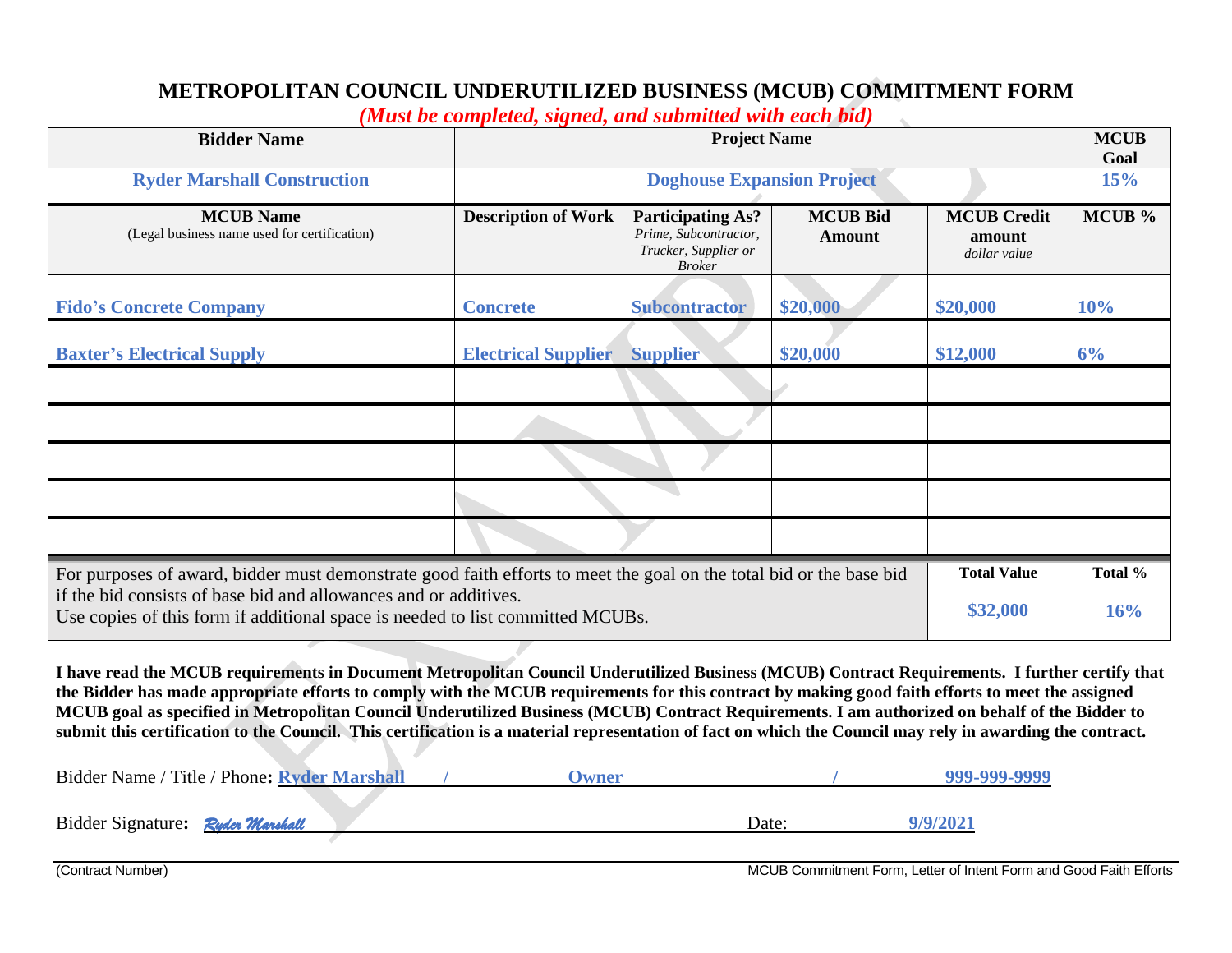# METROPOLITAN COUNCIL UNDERUTILIZED BUSINESS (MCUB) COMMITMENT FORM

*(Must be completed, signed, and submitted with each bid)*

| Bidder Name | Project Name | | | | MCUB Goal |
|---|---|---|---|---|---|
| Ryder Marshall Construction | Doghouse Expansion Project | | | | 15% |
| **MCUB Name** (Legal business name used for certification) | **Description of Work** | **Participating As?** *Prime, Subcontractor, Trucker, Supplier or Broker* | **MCUB Bid Amount** | **MCUB Credit amount** *dollar value* | **MCUB %** |
| Fido's Concrete Company | Concrete | Subcontractor | $20,000 | $20,000 | 10% |
| Baxter's Electrical Supply | Electrical Supplier | Supplier | $20,000 | $12,000 | 6% |
| | | | | | |
| | | | | | |
| | | | | | |
| | | | | | |
| | | | | | |
| For purposes of award, bidder must demonstrate good faith efforts to meet the goal on the total bid or the base bid if the bid consists of base bid and allowances and or additives. Use copies of this form if additional space is needed to list committed MCUBs. | | | | **Total Value** $32,000 | **Total %** 16% |

**I have read the MCUB requirements in Document Metropolitan Council Underutilized Business (MCUB) Contract Requirements. I further certify that the Bidder has made appropriate efforts to comply with the MCUB requirements for this contract by making good faith efforts to meet the assigned MCUB goal as specified in Metropolitan Council Underutilized Business (MCUB) Contract Requirements. I am authorized on behalf of the Bidder to submit this certification to the Council. This certification is a material representation of fact on which the Council may rely in awarding the contract.**

Bidder Name / Title / Phone: Ryder Marshall / Owner / 999-999-9999

Bidder Signature: *Ryder Marshall* Date: 9/9/2021

(Contract Number) MCUB Commitment Form, Letter of Intent Form and Good Faith Efforts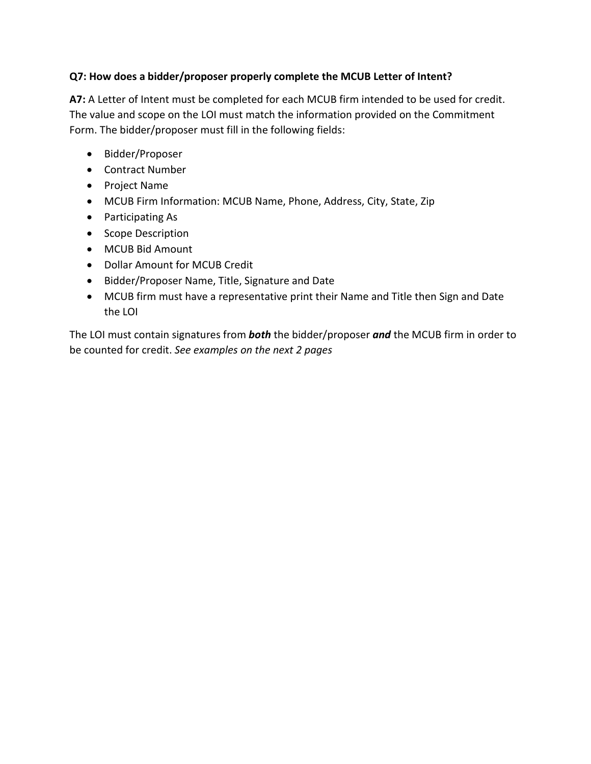**Q7: How does a bidder/proposer properly complete the MCUB Letter of Intent?**

**A7:** A Letter of Intent must be completed for each MCUB firm intended to be used for credit. The value and scope on the LOI must match the information provided on the Commitment Form. The bidder/proposer must fill in the following fields:

- Bidder/Proposer
- Contract Number
- Project Name
- MCUB Firm Information: MCUB Name, Phone, Address, City, State, Zip
- Participating As
- Scope Description
- MCUB Bid Amount
- Dollar Amount for MCUB Credit
- Bidder/Proposer Name, Title, Signature and Date
- MCUB firm must have a representative print their Name and Title then Sign and Date the LOI

The LOI must contain signatures from ***both*** the bidder/proposer ***and*** the MCUB firm in order to be counted for credit. *See examples on the next 2 pages*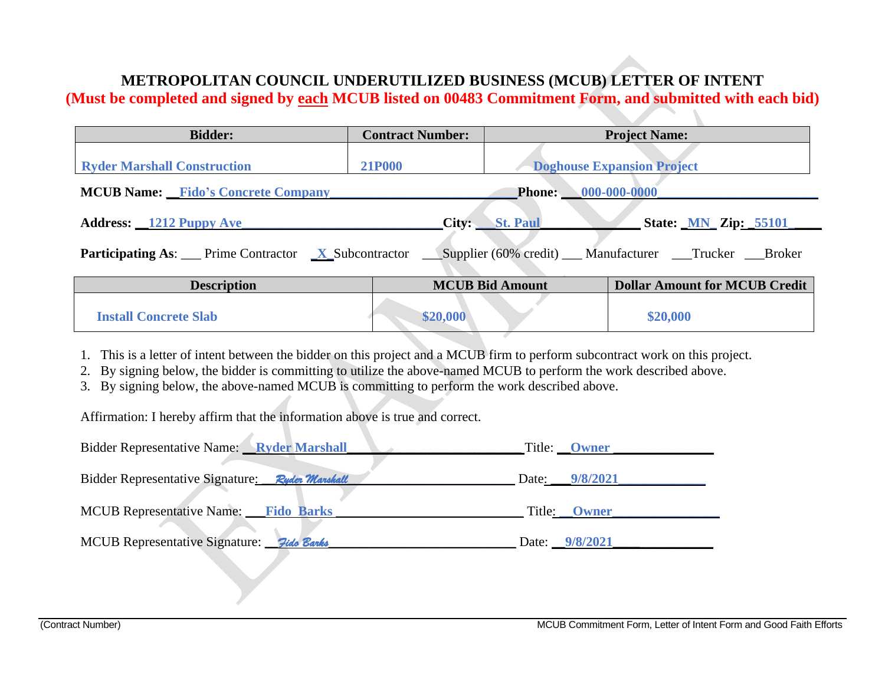# METROPOLITAN COUNCIL UNDERUTILIZED BUSINESS (MCUB) LETTER OF INTENT

**(Must be completed and signed by each MCUB listed on 00483 Commitment Form, and submitted with each bid)**

| Bidder: | Contract Number: | Project Name: |
|---|---|---|
| Ryder Marshall Construction | 21P000 | Doghouse Expansion Project |

**MCUB Name:** Fido's Concrete Company **Phone:** 000-000-0000

**Address:** 1212 Puppy Ave **City:** St. Paul **State:** MN **Zip:** 55101

**Participating As**: ___ Prime Contractor _X_ Subcontractor ___ Supplier (60% credit) ___ Manufacturer ___ Trucker ___ Broker

| Description | MCUB Bid Amount | Dollar Amount for MCUB Credit |
|---|---|---|
| Install Concrete Slab | $20,000 | $20,000 |

1. This is a letter of intent between the bidder on this project and a MCUB firm to perform subcontract work on this project.
2. By signing below, the bidder is committing to utilize the above-named MCUB to perform the work described above.
3. By signing below, the above-named MCUB is committing to perform the work described above.

Affirmation: I hereby affirm that the information above is true and correct.

Bidder Representative Name: Ryder Marshall Title: Owner

Bidder Representative Signature: *Ryder Marshall* Date: 9/8/2021

MCUB Representative Name: Fido Barks Title: Owner

MCUB Representative Signature: *Fido Barks* Date: 9/8/2021

(Contract Number) MCUB Commitment Form, Letter of Intent Form and Good Faith Efforts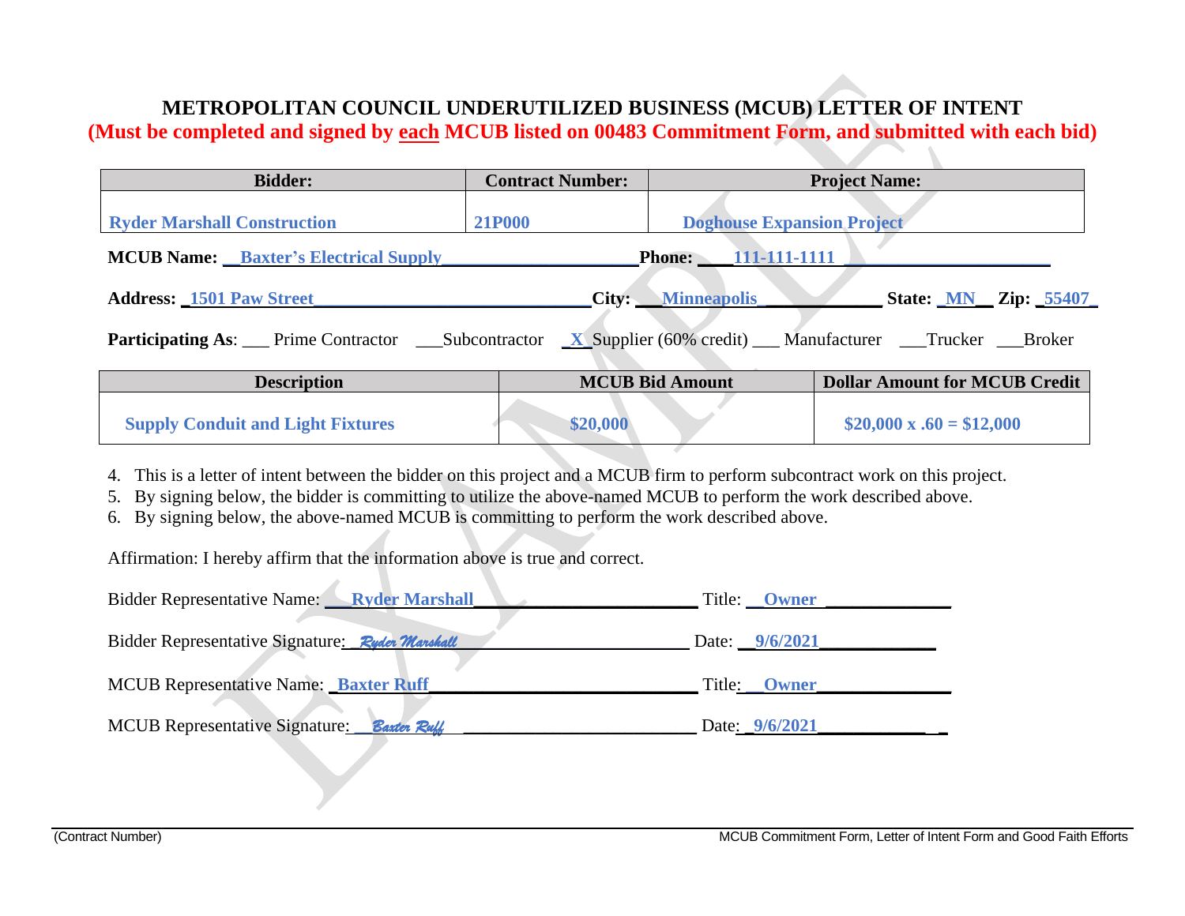# METROPOLITAN COUNCIL UNDERUTILIZED BUSINESS (MCUB) LETTER OF INTENT

**(Must be completed and signed by each MCUB listed on 00483 Commitment Form, and submitted with each bid)**

| Bidder: | Contract Number: | Project Name: |
|---|---|---|
| Ryder Marshall Construction | 21P000 | Doghouse Expansion Project |

**MCUB Name:** Baxter's Electrical Supply **Phone:** 111-111-1111

**Address:** 1501 Paw Street **City:** Minneapolis **State:** MN **Zip:** 55407

**Participating As**: ___ Prime Contractor ___Subcontractor _X_Supplier (60% credit) ___ Manufacturer ___Trucker ___Broker

| Description | MCUB Bid Amount | Dollar Amount for MCUB Credit |
|---|---|---|
| Supply Conduit and Light Fixtures | $20,000 | $20,000 x .60 = $12,000 |

4. This is a letter of intent between the bidder on this project and a MCUB firm to perform subcontract work on this project.
5. By signing below, the bidder is committing to utilize the above-named MCUB to perform the work described above.
6. By signing below, the above-named MCUB is committing to perform the work described above.

Affirmation: I hereby affirm that the information above is true and correct.

Bidder Representative Name: Ryder Marshall Title: Owner

Bidder Representative Signature: *Ryder Marshall* Date: 9/6/2021

MCUB Representative Name: Baxter Ruff Title: Owner

MCUB Representative Signature: *Baxter Ruff* Date: 9/6/2021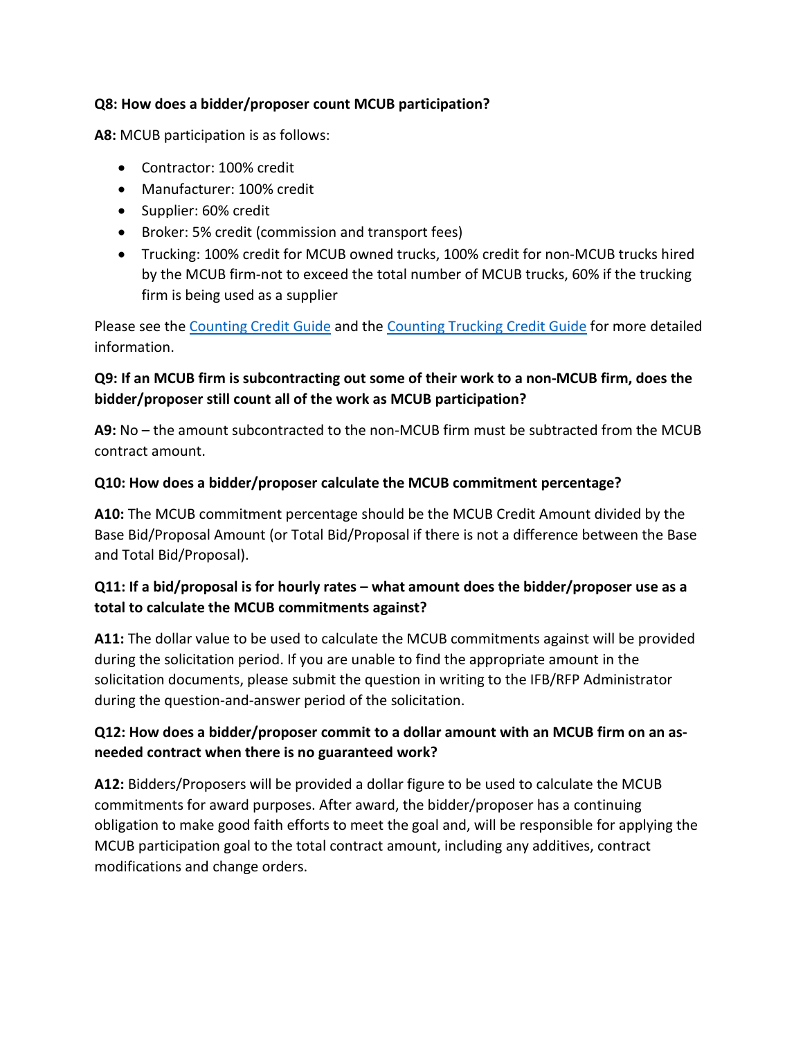**Q8: How does a bidder/proposer count MCUB participation?**

**A8:** MCUB participation is as follows:

- Contractor: 100% credit
- Manufacturer: 100% credit
- Supplier: 60% credit
- Broker: 5% credit (commission and transport fees)
- Trucking: 100% credit for MCUB owned trucks, 100% credit for non-MCUB trucks hired by the MCUB firm-not to exceed the total number of MCUB trucks, 60% if the trucking firm is being used as a supplier

Please see the Counting Credit Guide and the Counting Trucking Credit Guide for more detailed information.

**Q9: If an MCUB firm is subcontracting out some of their work to a non-MCUB firm, does the bidder/proposer still count all of the work as MCUB participation?**

**A9:** No – the amount subcontracted to the non-MCUB firm must be subtracted from the MCUB contract amount.

**Q10: How does a bidder/proposer calculate the MCUB commitment percentage?**

**A10:** The MCUB commitment percentage should be the MCUB Credit Amount divided by the Base Bid/Proposal Amount (or Total Bid/Proposal if there is not a difference between the Base and Total Bid/Proposal).

**Q11: If a bid/proposal is for hourly rates – what amount does the bidder/proposer use as a total to calculate the MCUB commitments against?**

**A11:** The dollar value to be used to calculate the MCUB commitments against will be provided during the solicitation period. If you are unable to find the appropriate amount in the solicitation documents, please submit the question in writing to the IFB/RFP Administrator during the question-and-answer period of the solicitation.

**Q12: How does a bidder/proposer commit to a dollar amount with an MCUB firm on an as-needed contract when there is no guaranteed work?**

**A12:** Bidders/Proposers will be provided a dollar figure to be used to calculate the MCUB commitments for award purposes. After award, the bidder/proposer has a continuing obligation to make good faith efforts to meet the goal and, will be responsible for applying the MCUB participation goal to the total contract amount, including any additives, contract modifications and change orders.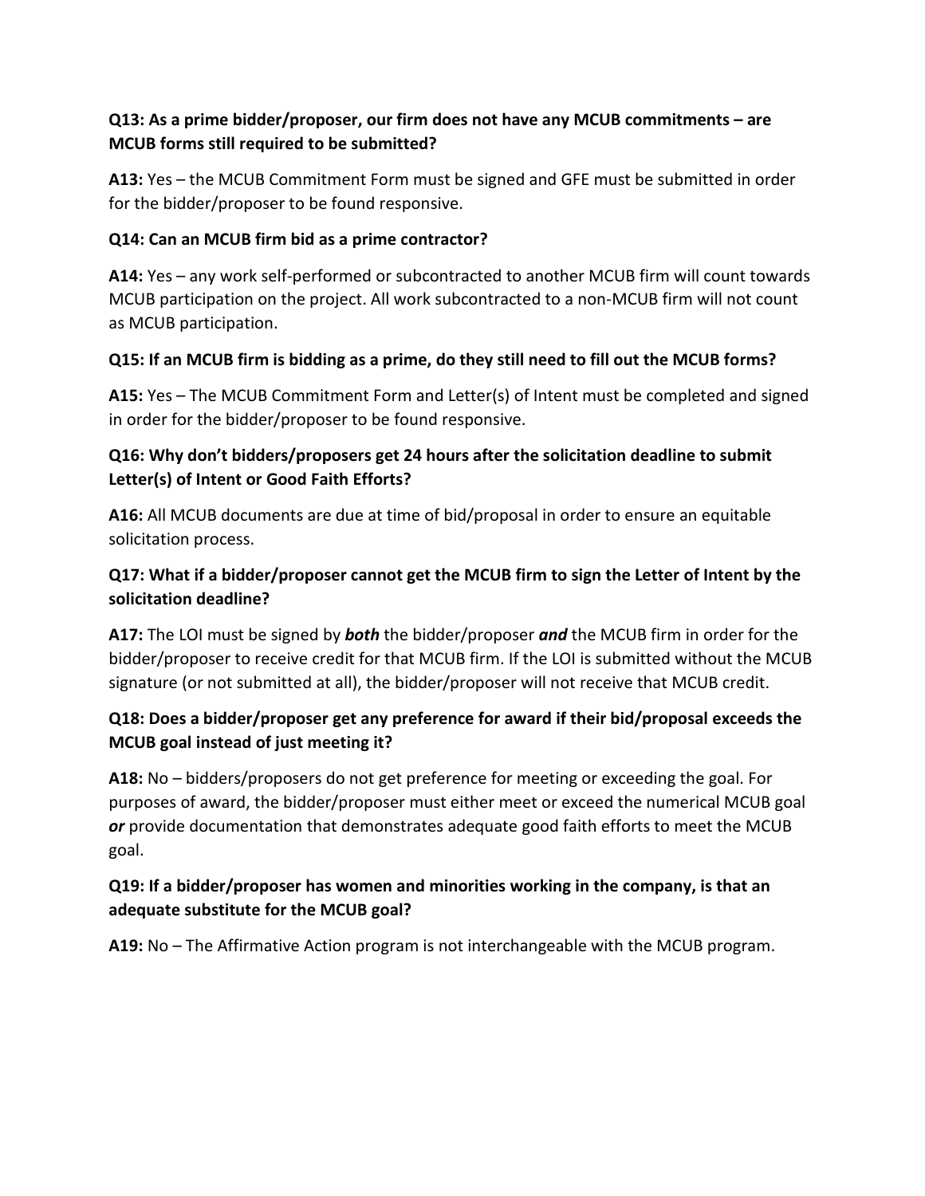**Q13: As a prime bidder/proposer, our firm does not have any MCUB commitments – are MCUB forms still required to be submitted?**

**A13:** Yes – the MCUB Commitment Form must be signed and GFE must be submitted in order for the bidder/proposer to be found responsive.

**Q14: Can an MCUB firm bid as a prime contractor?**

**A14:** Yes – any work self-performed or subcontracted to another MCUB firm will count towards MCUB participation on the project. All work subcontracted to a non-MCUB firm will not count as MCUB participation.

**Q15: If an MCUB firm is bidding as a prime, do they still need to fill out the MCUB forms?**

**A15:** Yes – The MCUB Commitment Form and Letter(s) of Intent must be completed and signed in order for the bidder/proposer to be found responsive.

**Q16: Why don't bidders/proposers get 24 hours after the solicitation deadline to submit Letter(s) of Intent or Good Faith Efforts?**

**A16:** All MCUB documents are due at time of bid/proposal in order to ensure an equitable solicitation process.

**Q17: What if a bidder/proposer cannot get the MCUB firm to sign the Letter of Intent by the solicitation deadline?**

**A17:** The LOI must be signed by ***both*** the bidder/proposer ***and*** the MCUB firm in order for the bidder/proposer to receive credit for that MCUB firm. If the LOI is submitted without the MCUB signature (or not submitted at all), the bidder/proposer will not receive that MCUB credit.

**Q18: Does a bidder/proposer get any preference for award if their bid/proposal exceeds the MCUB goal instead of just meeting it?**

**A18:** No – bidders/proposers do not get preference for meeting or exceeding the goal. For purposes of award, the bidder/proposer must either meet or exceed the numerical MCUB goal ***or*** provide documentation that demonstrates adequate good faith efforts to meet the MCUB goal.

**Q19: If a bidder/proposer has women and minorities working in the company, is that an adequate substitute for the MCUB goal?**

**A19:** No – The Affirmative Action program is not interchangeable with the MCUB program.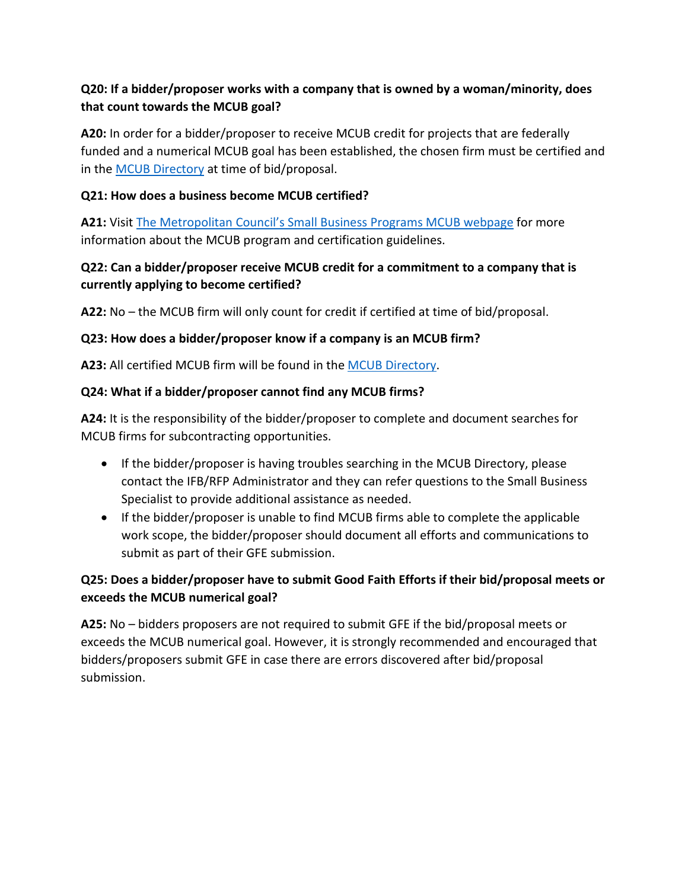**Q20: If a bidder/proposer works with a company that is owned by a woman/minority, does that count towards the MCUB goal?**

**A20:** In order for a bidder/proposer to receive MCUB credit for projects that are federally funded and a numerical MCUB goal has been established, the chosen firm must be certified and in the MCUB Directory at time of bid/proposal.

**Q21: How does a business become MCUB certified?**

**A21:** Visit The Metropolitan Council's Small Business Programs MCUB webpage for more information about the MCUB program and certification guidelines.

**Q22: Can a bidder/proposer receive MCUB credit for a commitment to a company that is currently applying to become certified?**

**A22:** No – the MCUB firm will only count for credit if certified at time of bid/proposal.

**Q23: How does a bidder/proposer know if a company is an MCUB firm?**

**A23:** All certified MCUB firm will be found in the MCUB Directory.

**Q24: What if a bidder/proposer cannot find any MCUB firms?**

**A24:** It is the responsibility of the bidder/proposer to complete and document searches for MCUB firms for subcontracting opportunities.

- If the bidder/proposer is having troubles searching in the MCUB Directory, please contact the IFB/RFP Administrator and they can refer questions to the Small Business Specialist to provide additional assistance as needed.
- If the bidder/proposer is unable to find MCUB firms able to complete the applicable work scope, the bidder/proposer should document all efforts and communications to submit as part of their GFE submission.

**Q25: Does a bidder/proposer have to submit Good Faith Efforts if their bid/proposal meets or exceeds the MCUB numerical goal?**

**A25:** No – bidders proposers are not required to submit GFE if the bid/proposal meets or exceeds the MCUB numerical goal. However, it is strongly recommended and encouraged that bidders/proposers submit GFE in case there are errors discovered after bid/proposal submission.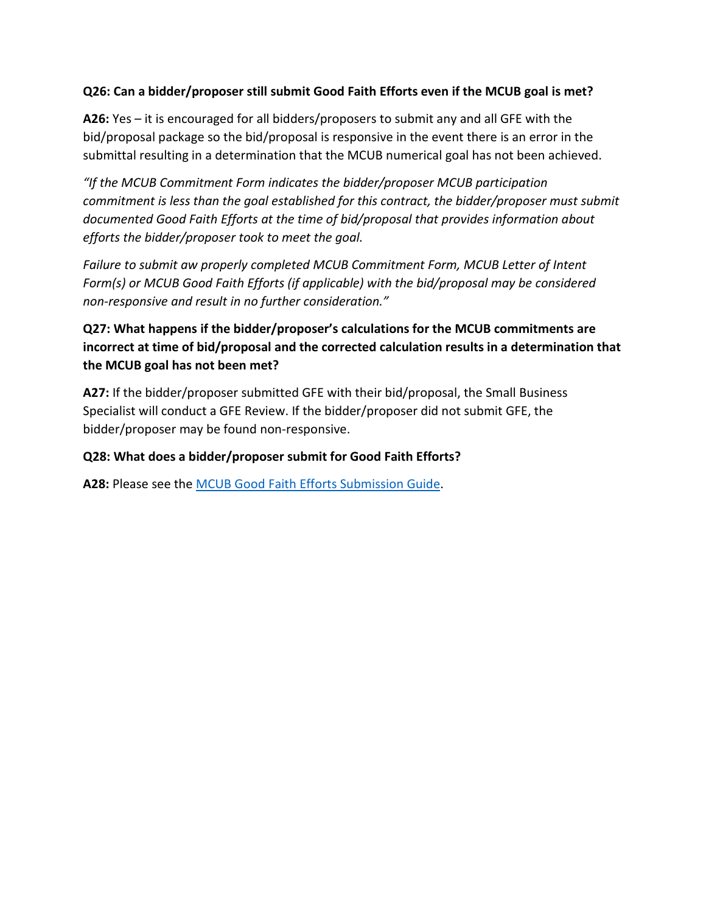**Q26: Can a bidder/proposer still submit Good Faith Efforts even if the MCUB goal is met?**

**A26:** Yes – it is encouraged for all bidders/proposers to submit any and all GFE with the bid/proposal package so the bid/proposal is responsive in the event there is an error in the submittal resulting in a determination that the MCUB numerical goal has not been achieved.

*"If the MCUB Commitment Form indicates the bidder/proposer MCUB participation commitment is less than the goal established for this contract, the bidder/proposer must submit documented Good Faith Efforts at the time of bid/proposal that provides information about efforts the bidder/proposer took to meet the goal.*

*Failure to submit aw properly completed MCUB Commitment Form, MCUB Letter of Intent Form(s) or MCUB Good Faith Efforts (if applicable) with the bid/proposal may be considered non-responsive and result in no further consideration."*

**Q27: What happens if the bidder/proposer's calculations for the MCUB commitments are incorrect at time of bid/proposal and the corrected calculation results in a determination that the MCUB goal has not been met?**

**A27:** If the bidder/proposer submitted GFE with their bid/proposal, the Small Business Specialist will conduct a GFE Review. If the bidder/proposer did not submit GFE, the bidder/proposer may be found non-responsive.

**Q28: What does a bidder/proposer submit for Good Faith Efforts?**

**A28:** Please see the MCUB Good Faith Efforts Submission Guide.